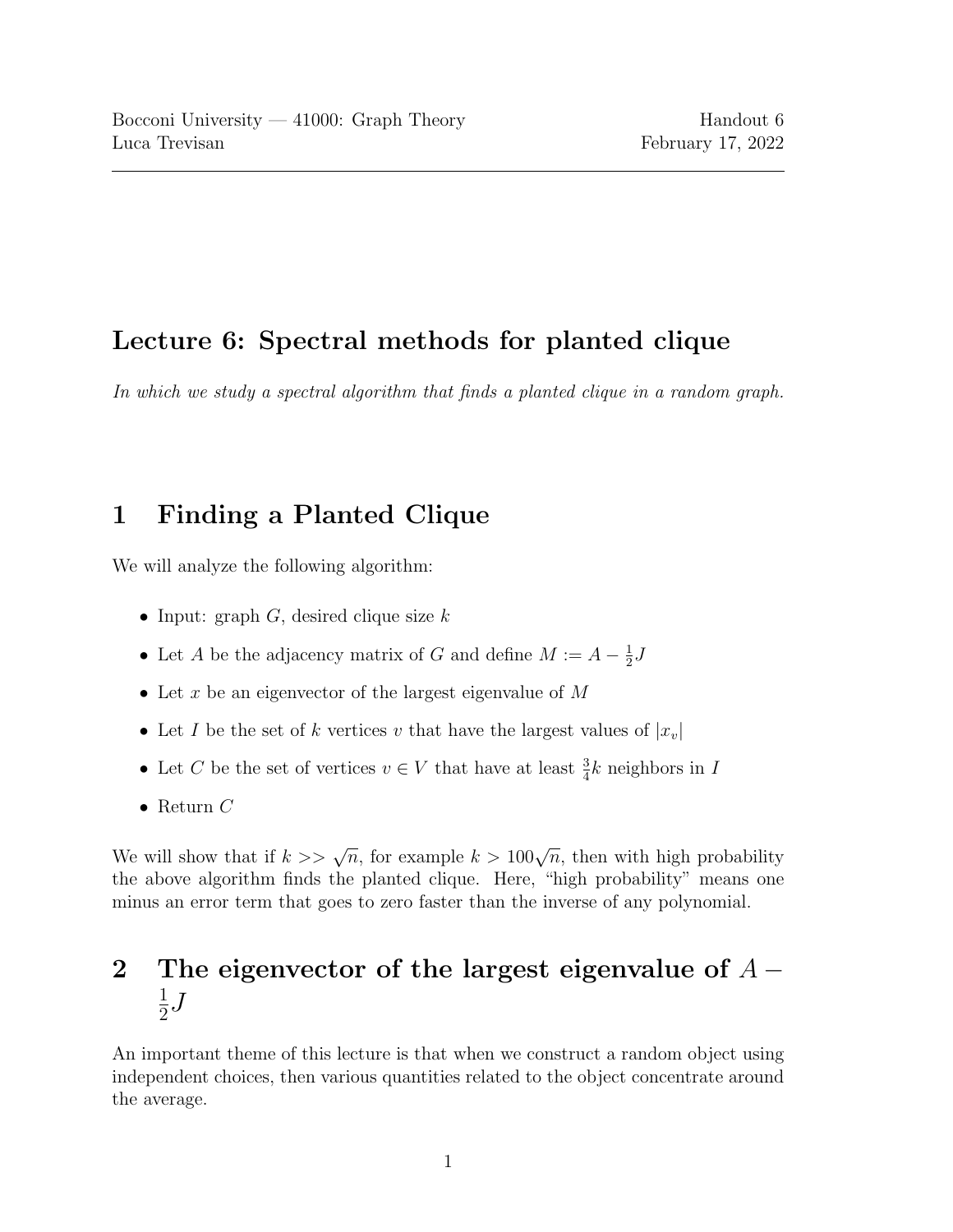Bocconi University — 41000: Graph Theory  
Luca Trevisan

Handout 6  
February 17, 2022

# Lecture 6: Spectral methods for planted clique

*In which we study a spectral algorithm that finds a planted clique in a random graph.*

## 1 Finding a Planted Clique

We will analyze the following algorithm:

- Input: graph $G$, desired clique size $k$
- Let $A$ be the adjacency matrix of $G$ and define $M := A - \frac{1}{2}J$
- Let $x$ be an eigenvector of the largest eigenvalue of $M$
- Let $I$ be the set of $k$ vertices $v$ that have the largest values of $|x_v|$
- Let $C$ be the set of vertices $v \in V$ that have at least $\frac{3}{4}k$ neighbors in $I$
- Return $C$

We will show that if $k >> \sqrt{n}$, for example $k > 100\sqrt{n}$, then with high probability the above algorithm finds the planted clique. Here, "high probability" means one minus an error term that goes to zero faster than the inverse of any polynomial.

## 2 The eigenvector of the largest eigenvalue of $A - \frac{1}{2}J$

An important theme of this lecture is that when we construct a random object using independent choices, then various quantities related to the object concentrate around the average.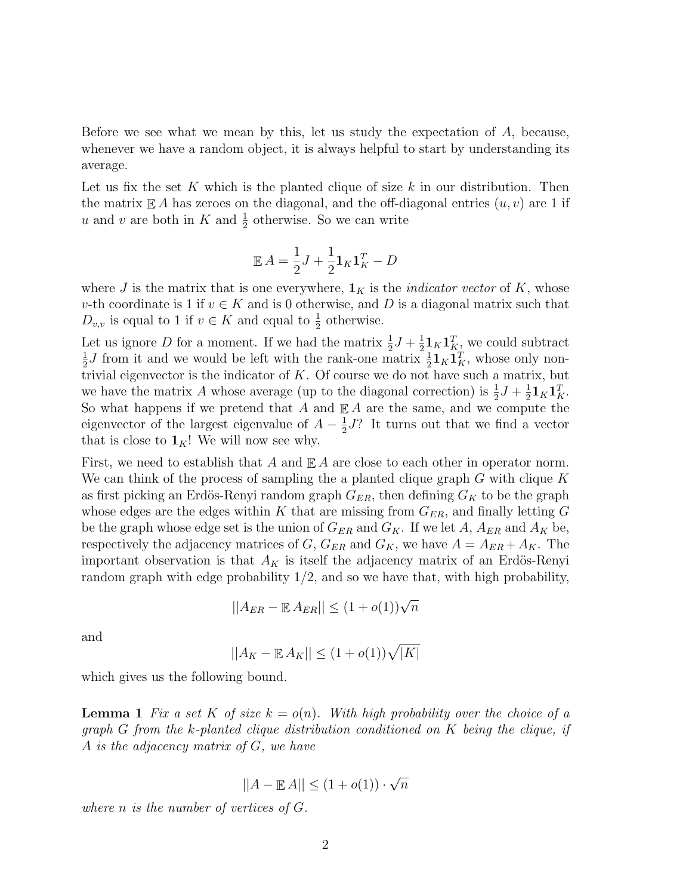Before we see what we mean by this, let us study the expectation of $A$, because, whenever we have a random object, it is always helpful to start by understanding its average.

Let us fix the set $K$ which is the planted clique of size $k$ in our distribution. Then the matrix $\mathbb{E} A$ has zeroes on the diagonal, and the off-diagonal entries $(u, v)$ are 1 if $u$ and $v$ are both in $K$ and $\frac{1}{2}$ otherwise. So we can write

$$\mathbb{E} A = \frac{1}{2} J + \frac{1}{2} \mathbf{1}_K \mathbf{1}_K^T - D$$

where $J$ is the matrix that is one everywhere, $\mathbf{1}_K$ is the *indicator vector* of $K$, whose $v$-th coordinate is 1 if $v \in K$ and is 0 otherwise, and $D$ is a diagonal matrix such that $D_{v,v}$ is equal to 1 if $v \in K$ and equal to $\frac{1}{2}$ otherwise.

Let us ignore $D$ for a moment. If we had the matrix $\frac{1}{2} J + \frac{1}{2} \mathbf{1}_K \mathbf{1}_K^T$, we could subtract $\frac{1}{2} J$ from it and we would be left with the rank-one matrix $\frac{1}{2} \mathbf{1}_K \mathbf{1}_K^T$, whose only non-trivial eigenvector is the indicator of $K$. Of course we do not have such a matrix, but we have the matrix $A$ whose average (up to the diagonal correction) is $\frac{1}{2} J + \frac{1}{2} \mathbf{1}_K \mathbf{1}_K^T$. So what happens if we pretend that $A$ and $\mathbb{E} A$ are the same, and we compute the eigenvector of the largest eigenvalue of $A - \frac{1}{2} J$? It turns out that we find a vector that is close to $\mathbf{1}_K$! We will now see why.

First, we need to establish that $A$ and $\mathbb{E} A$ are close to each other in operator norm. We can think of the process of sampling the a planted clique graph $G$ with clique $K$ as first picking an Erdös-Renyi random graph $G_{ER}$, then defining $G_K$ to be the graph whose edges are the edges within $K$ that are missing from $G_{ER}$, and finally letting $G$ be the graph whose edge set is the union of $G_{ER}$ and $G_K$. If we let $A$, $A_{ER}$ and $A_K$ be, respectively the adjacency matrices of $G$, $G_{ER}$ and $G_K$, we have $A = A_{ER} + A_K$. The important observation is that $A_K$ is itself the adjacency matrix of an Erdös-Renyi random graph with edge probability $1/2$, and so we have that, with high probability,

$$||A_{ER} - \mathbb{E} A_{ER}|| \leq (1 + o(1))\sqrt{n}$$

and

$$||A_K - \mathbb{E} A_K|| \leq (1 + o(1))\sqrt{|K|}$$

which gives us the following bound.

**Lemma 1** *Fix a set $K$ of size $k = o(n)$. With high probability over the choice of a graph $G$ from the $k$-planted clique distribution conditioned on $K$ being the clique, if $A$ is the adjacency matrix of $G$, we have*

$$||A - \mathbb{E} A|| \leq (1 + o(1)) \cdot \sqrt{n}$$

*where $n$ is the number of vertices of $G$.*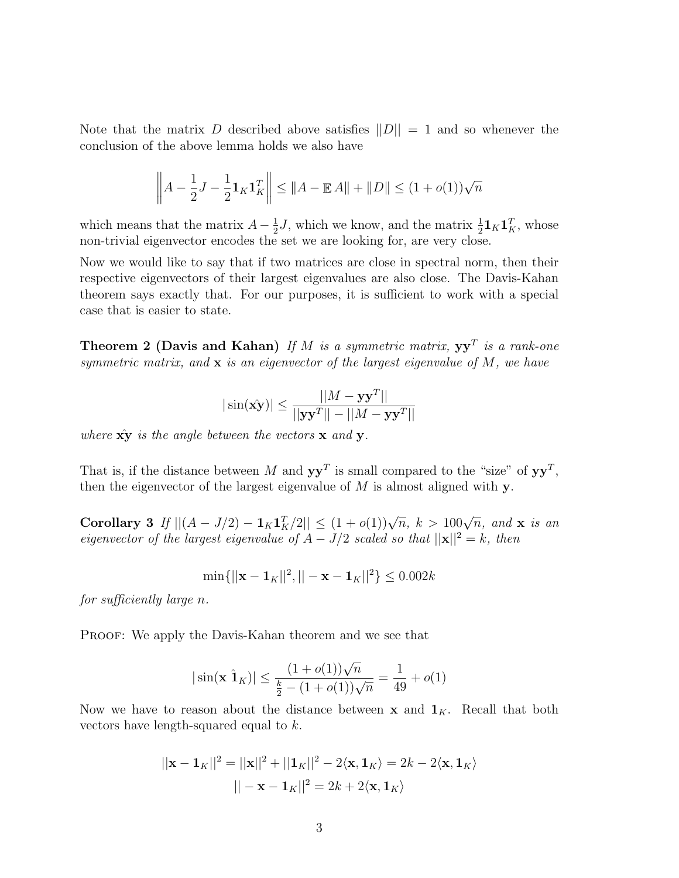Note that the matrix $D$ described above satisfies $||D|| = 1$ and so whenever the conclusion of the above lemma holds we also have

$$\left\| A - \frac{1}{2}J - \frac{1}{2}\mathbf{1}_K\mathbf{1}_K^T \right\| \leq \|A - \mathbb{E}\, A\| + \|D\| \leq (1 + o(1))\sqrt{n}$$

which means that the matrix $A - \frac{1}{2}J$, which we know, and the matrix $\frac{1}{2}\mathbf{1}_K\mathbf{1}_K^T$, whose non-trivial eigenvector encodes the set we are looking for, are very close.

Now we would like to say that if two matrices are close in spectral norm, then their respective eigenvectors of their largest eigenvalues are also close. The Davis-Kahan theorem says exactly that. For our purposes, it is sufficient to work with a special case that is easier to state.

**Theorem 2 (Davis and Kahan)** *If $M$ is a symmetric matrix, $\mathbf{y}\mathbf{y}^T$ is a rank-one symmetric matrix, and $\mathbf{x}$ is an eigenvector of the largest eigenvalue of $M$, we have*

$$|\sin(\hat{\mathbf{x}\mathbf{y}})| \leq \frac{||M - \mathbf{y}\mathbf{y}^T||}{||\mathbf{y}\mathbf{y}^T|| - ||M - \mathbf{y}\mathbf{y}^T||}$$

*where $\hat{\mathbf{x}\mathbf{y}}$ is the angle between the vectors $\mathbf{x}$ and $\mathbf{y}$.*

That is, if the distance between $M$ and $\mathbf{y}\mathbf{y}^T$ is small compared to the "size" of $\mathbf{y}\mathbf{y}^T$, then the eigenvector of the largest eigenvalue of $M$ is almost aligned with $\mathbf{y}$.

**Corollary 3** *If $||(A - J/2) - \mathbf{1}_K\mathbf{1}_K^T/2|| \leq (1 + o(1))\sqrt{n}$, $k > 100\sqrt{n}$, and $\mathbf{x}$ is an eigenvector of the largest eigenvalue of $A - J/2$ scaled so that $||\mathbf{x}||^2 = k$, then*

$$\min\{||\mathbf{x} - \mathbf{1}_K||^2, || - \mathbf{x} - \mathbf{1}_K||^2\} \leq 0.002k$$

*for sufficiently large $n$.*

Proof: We apply the Davis-Kahan theorem and we see that

$$|\sin(\mathbf{x}\ \hat{\mathbf{1}}_K)| \leq \frac{(1 + o(1))\sqrt{n}}{\frac{k}{2} - (1 + o(1))\sqrt{n}} = \frac{1}{49} + o(1)$$

Now we have to reason about the distance between $\mathbf{x}$ and $\mathbf{1}_K$. Recall that both vectors have length-squared equal to $k$.

$$||\mathbf{x} - \mathbf{1}_K||^2 = ||\mathbf{x}||^2 + ||\mathbf{1}_K||^2 - 2\langle \mathbf{x}, \mathbf{1}_K \rangle = 2k - 2\langle \mathbf{x}, \mathbf{1}_K \rangle$$

$$|| - \mathbf{x} - \mathbf{1}_K||^2 = 2k + 2\langle \mathbf{x}, \mathbf{1}_K \rangle$$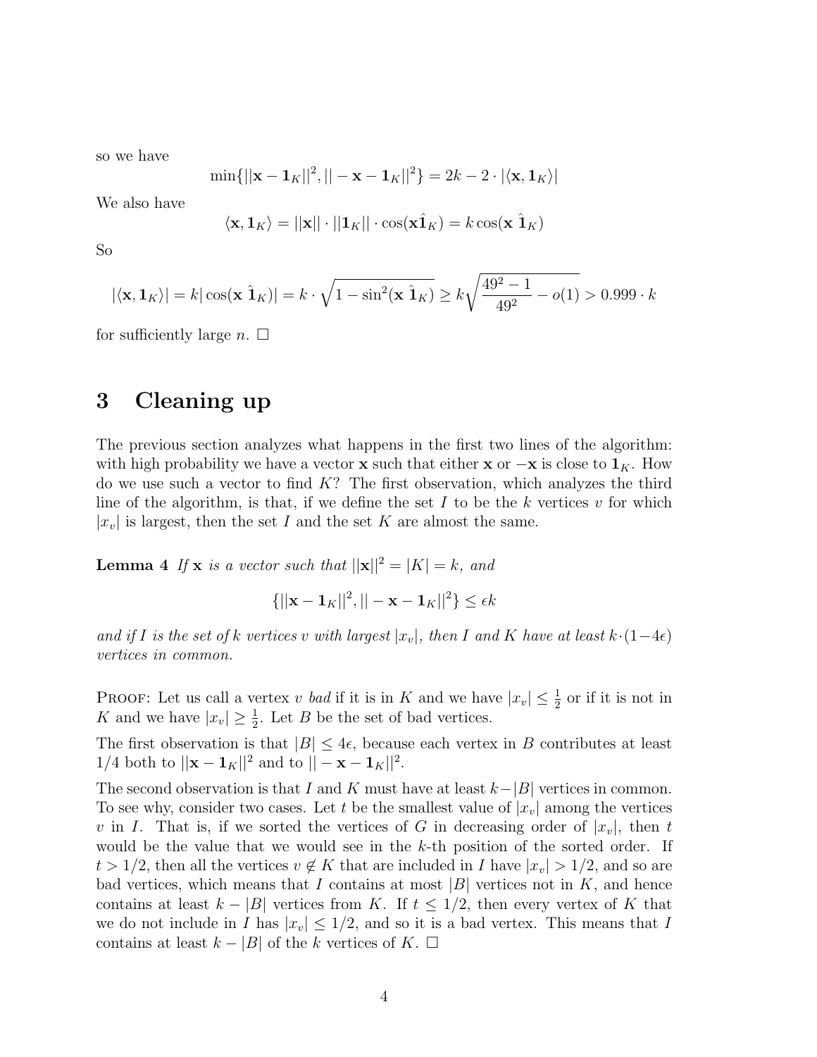so we have

$$\min\{||\mathbf{x} - \mathbf{1}_K||^2, ||-\mathbf{x} - \mathbf{1}_K||^2\} = 2k - 2 \cdot |\langle \mathbf{x}, \mathbf{1}_K \rangle|$$

We also have

$$\langle \mathbf{x}, \mathbf{1}_K \rangle = ||\mathbf{x}|| \cdot ||\mathbf{1}_K|| \cdot \cos(\mathbf{x} \hat{\mathbf{1}}_K) = k \cos(\mathbf{x} \ \hat{\mathbf{1}}_K)$$

So

$$|\langle \mathbf{x}, \mathbf{1}_K \rangle| = k |\cos(\mathbf{x} \ \hat{\mathbf{1}}_K)| = k \cdot \sqrt{1 - \sin^2(\mathbf{x} \ \hat{\mathbf{1}}_K)} \geq k \sqrt{\frac{49^2 - 1}{49^2} - o(1)} > 0.999 \cdot k$$

for sufficiently large $n$. □

# 3 Cleaning up

The previous section analyzes what happens in the first two lines of the algorithm: with high probability we have a vector $\mathbf{x}$ such that either $\mathbf{x}$ or $-\mathbf{x}$ is close to $\mathbf{1}_K$. How do we use such a vector to find $K$? The first observation, which analyzes the third line of the algorithm, is that, if we define the set $I$ to be the $k$ vertices $v$ for which $|x_v|$ is largest, then the set $I$ and the set $K$ are almost the same.

**Lemma 4** *If $\mathbf{x}$ is a vector such that $||\mathbf{x}||^2 = |K| = k$, and*

$$\{||\mathbf{x} - \mathbf{1}_K||^2, ||-\mathbf{x} - \mathbf{1}_K||^2\} \leq \epsilon k$$

*and if $I$ is the set of $k$ vertices $v$ with largest $|x_v|$, then $I$ and $K$ have at least $k \cdot (1 - 4\epsilon)$ vertices in common.*

Proof: Let us call a vertex $v$ *bad* if it is in $K$ and we have $|x_v| \leq \frac{1}{2}$ or if it is not in $K$ and we have $|x_v| \geq \frac{1}{2}$. Let $B$ be the set of bad vertices.

The first observation is that $|B| \leq 4\epsilon$, because each vertex in $B$ contributes at least $1/4$ both to $||\mathbf{x} - \mathbf{1}_K||^2$ and to $||-\mathbf{x} - \mathbf{1}_K||^2$.

The second observation is that $I$ and $K$ must have at least $k - |B|$ vertices in common. To see why, consider two cases. Let $t$ be the smallest value of $|x_v|$ among the vertices $v$ in $I$. That is, if we sorted the vertices of $G$ in decreasing order of $|x_v|$, then $t$ would be the value that we would see in the $k$-th position of the sorted order. If $t > 1/2$, then all the vertices $v \notin K$ that are included in $I$ have $|x_v| > 1/2$, and so are bad vertices, which means that $I$ contains at most $|B|$ vertices not in $K$, and hence contains at least $k - |B|$ vertices from $K$. If $t \leq 1/2$, then every vertex of $K$ that we do not include in $I$ has $|x_v| \leq 1/2$, and so it is a bad vertex. This means that $I$ contains at least $k - |B|$ of the $k$ vertices of $K$. □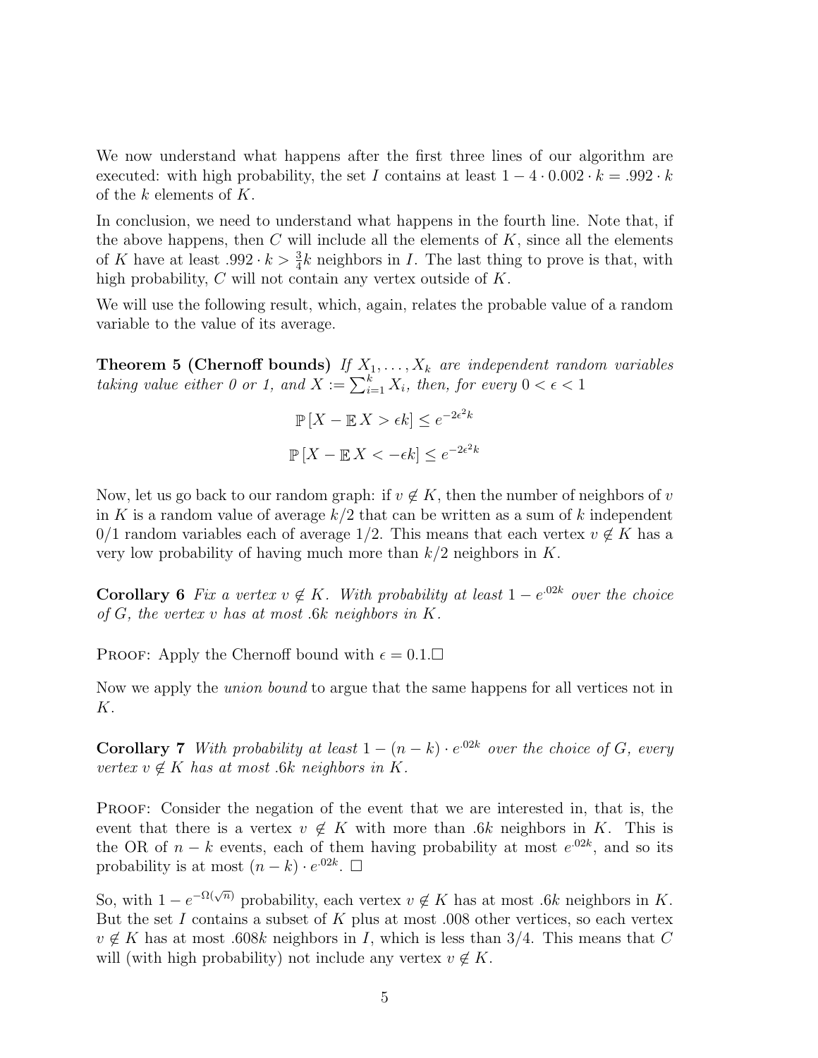We now understand what happens after the first three lines of our algorithm are executed: with high probability, the set $I$ contains at least $1 - 4 \cdot 0.002 \cdot k = .992 \cdot k$ of the $k$ elements of $K$.

In conclusion, we need to understand what happens in the fourth line. Note that, if the above happens, then $C$ will include all the elements of $K$, since all the elements of $K$ have at least $.992 \cdot k > \frac{3}{4}k$ neighbors in $I$. The last thing to prove is that, with high probability, $C$ will not contain any vertex outside of $K$.

We will use the following result, which, again, relates the probable value of a random variable to the value of its average.

**Theorem 5 (Chernoff bounds)** *If $X_1, \ldots, X_k$ are independent random variables taking value either 0 or 1, and $X := \sum_{i=1}^{k} X_i$, then, for every $0 < \epsilon < 1$*

$$\mathbb{P}[X - \mathbb{E}\, X > \epsilon k] \leq e^{-2\epsilon^2 k}$$

$$\mathbb{P}[X - \mathbb{E}\, X < -\epsilon k] \leq e^{-2\epsilon^2 k}$$

Now, let us go back to our random graph: if $v \notin K$, then the number of neighbors of $v$ in $K$ is a random value of average $k/2$ that can be written as a sum of $k$ independent 0/1 random variables each of average 1/2. This means that each vertex $v \notin K$ has a very low probability of having much more than $k/2$ neighbors in $K$.

**Corollary 6** *Fix a vertex $v \notin K$. With probability at least $1 - e^{.02k}$ over the choice of $G$, the vertex $v$ has at most $.6k$ neighbors in $K$.*

Proof: Apply the Chernoff bound with $\epsilon = 0.1$.□

Now we apply the *union bound* to argue that the same happens for all vertices not in $K$.

**Corollary 7** *With probability at least $1 - (n-k) \cdot e^{.02k}$ over the choice of $G$, every vertex $v \notin K$ has at most $.6k$ neighbors in $K$.*

Proof: Consider the negation of the event that we are interested in, that is, the event that there is a vertex $v \notin K$ with more than $.6k$ neighbors in $K$. This is the OR of $n - k$ events, each of them having probability at most $e^{.02k}$, and so its probability is at most $(n-k) \cdot e^{.02k}$. □

So, with $1 - e^{-\Omega(\sqrt{n})}$ probability, each vertex $v \notin K$ has at most $.6k$ neighbors in $K$. But the set $I$ contains a subset of $K$ plus at most .008 other vertices, so each vertex $v \notin K$ has at most $.608k$ neighbors in $I$, which is less than 3/4. This means that $C$ will (with high probability) not include any vertex $v \notin K$.